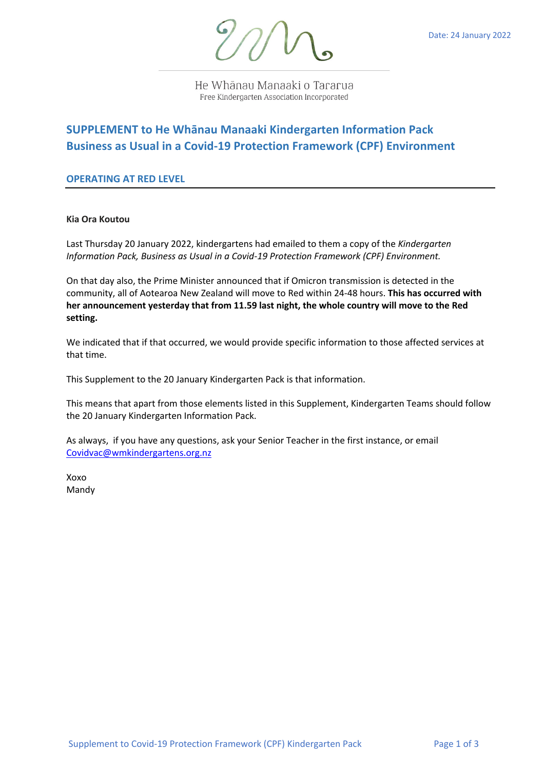Date: 24 January 2022

He Whānau Manaaki o Tararua
Free Kindergarten Association Incorporated

# SUPPLEMENT to He Whānau Manaaki Kindergarten Information Pack
# Business as Usual in a Covid-19 Protection Framework (CPF) Environment

## OPERATING AT RED LEVEL

**Kia Ora Koutou**

Last Thursday 20 January 2022, kindergartens had emailed to them a copy of the *Kindergarten Information Pack, Business as Usual in a Covid-19 Protection Framework (CPF) Environment.*

On that day also, the Prime Minister announced that if Omicron transmission is detected in the community, all of Aotearoa New Zealand will move to Red within 24-48 hours. **This has occurred with her announcement yesterday that from 11.59 last night, the whole country will move to the Red setting.**

We indicated that if that occurred, we would provide specific information to those affected services at that time.

This Supplement to the 20 January Kindergarten Pack is that information.

This means that apart from those elements listed in this Supplement, Kindergarten Teams should follow the 20 January Kindergarten Information Pack.

As always, if you have any questions, ask your Senior Teacher in the first instance, or email Covidvac@wmkindergartens.org.nz

Xoxo
Mandy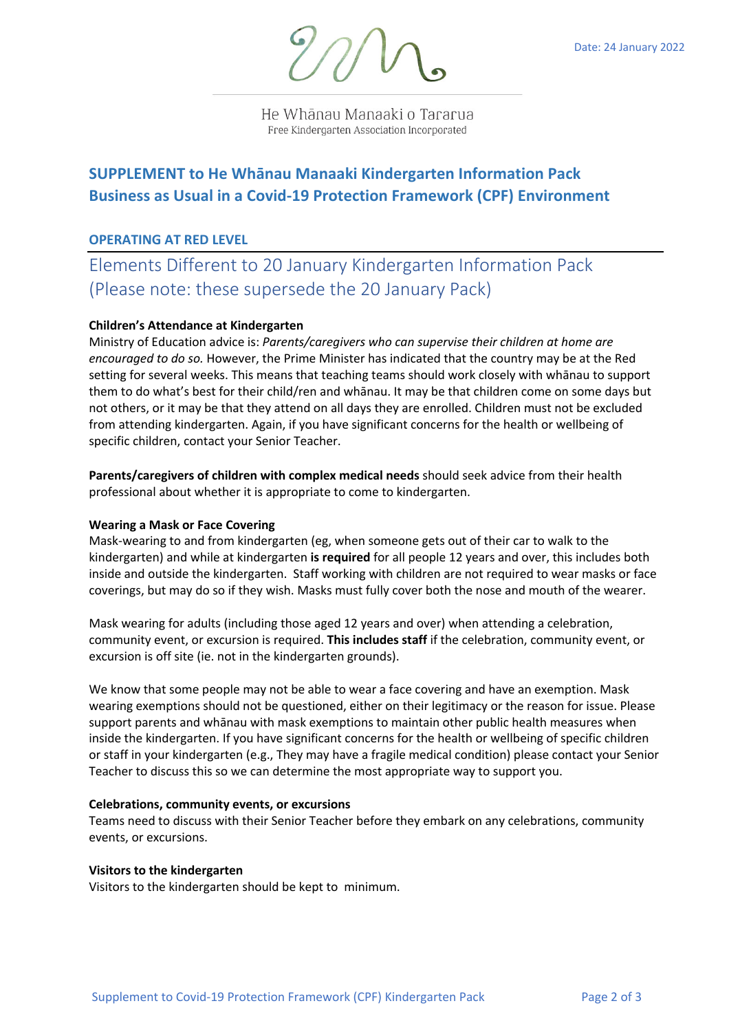Date: 24 January 2022

He Whānau Manaaki o Tararua
Free Kindergarten Association Incorporated

# SUPPLEMENT to He Whānau Manaaki Kindergarten Information Pack
# Business as Usual in a Covid-19 Protection Framework (CPF) Environment

## OPERATING AT RED LEVEL

## Elements Different to 20 January Kindergarten Information Pack (Please note: these supersede the 20 January Pack)

**Children's Attendance at Kindergarten**
Ministry of Education advice is: *Parents/caregivers who can supervise their children at home are encouraged to do so.* However, the Prime Minister has indicated that the country may be at the Red setting for several weeks. This means that teaching teams should work closely with whānau to support them to do what's best for their child/ren and whānau. It may be that children come on some days but not others, or it may be that they attend on all days they are enrolled. Children must not be excluded from attending kindergarten. Again, if you have significant concerns for the health or wellbeing of specific children, contact your Senior Teacher.

**Parents/caregivers of children with complex medical needs** should seek advice from their health professional about whether it is appropriate to come to kindergarten.

**Wearing a Mask or Face Covering**
Mask-wearing to and from kindergarten (eg, when someone gets out of their car to walk to the kindergarten) and while at kindergarten **is required** for all people 12 years and over, this includes both inside and outside the kindergarten. Staff working with children are not required to wear masks or face coverings, but may do so if they wish. Masks must fully cover both the nose and mouth of the wearer.

Mask wearing for adults (including those aged 12 years and over) when attending a celebration, community event, or excursion is required. **This includes staff** if the celebration, community event, or excursion is off site (ie. not in the kindergarten grounds).

We know that some people may not be able to wear a face covering and have an exemption. Mask wearing exemptions should not be questioned, either on their legitimacy or the reason for issue. Please support parents and whānau with mask exemptions to maintain other public health measures when inside the kindergarten. If you have significant concerns for the health or wellbeing of specific children or staff in your kindergarten (e.g., They may have a fragile medical condition) please contact your Senior Teacher to discuss this so we can determine the most appropriate way to support you.

**Celebrations, community events, or excursions**
Teams need to discuss with their Senior Teacher before they embark on any celebrations, community events, or excursions.

**Visitors to the kindergarten**
Visitors to the kindergarten should be kept to minimum.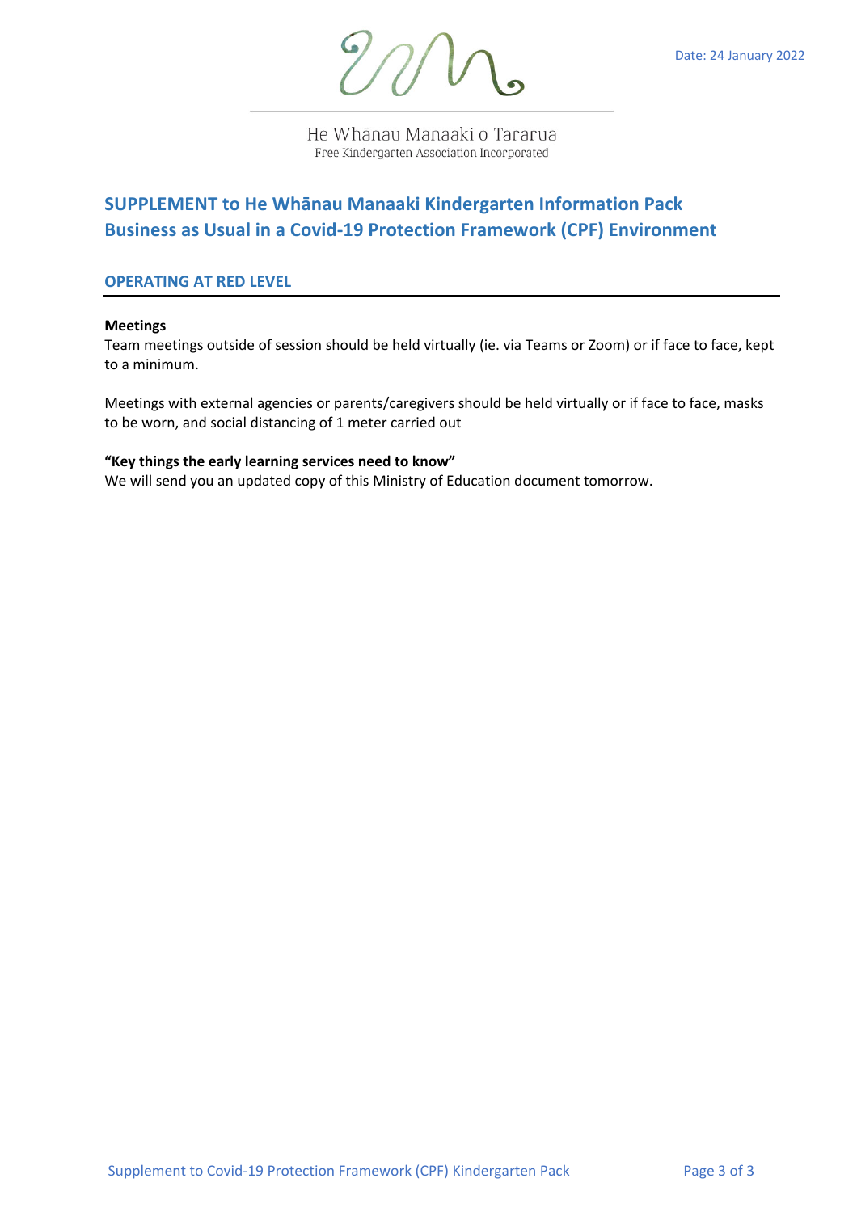Date: 24 January 2022

He Whānau Manaaki o Tararua
Free Kindergarten Association Incorporated

# SUPPLEMENT to He Whānau Manaaki Kindergarten Information Pack
# Business as Usual in a Covid-19 Protection Framework (CPF) Environment

## OPERATING AT RED LEVEL

**Meetings**

Team meetings outside of session should be held virtually (ie. via Teams or Zoom) or if face to face, kept to a minimum.

Meetings with external agencies or parents/caregivers should be held virtually or if face to face, masks to be worn, and social distancing of 1 meter carried out

**"Key things the early learning services need to know"**

We will send you an updated copy of this Ministry of Education document tomorrow.